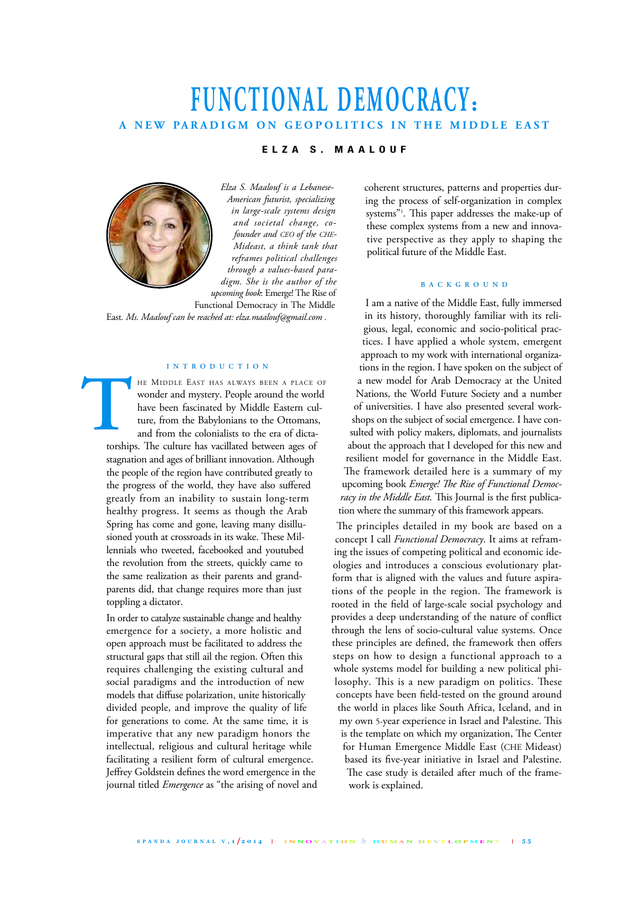# FUNCTIONAL DEMOCRACY:

## A NEW PARADIGM ON GEOPOLITICS IN THE MIDDLE EAST

**ELZA S. MAALOUF**

*Elza S. Maalouf is a Lebanese-American futurist, specializing in large-scale systems design and societal change, co-founder and CEO of the CHE-Mideast, a think tank that reframes political challenges through a values-based paradigm. She is the author of the upcoming book*: Emerge! The Rise of Functional Democracy in The Middle East. *Ms. Maalouf can be reached at: elza.maalouf@gmail.com .*

### INTRODUCTION

The Middle East has always been a place of wonder and mystery. People around the world have been fascinated by Middle Eastern culture, from the Babylonians to the Ottomans, and from the colonialists to the era of dictatorships. The culture has vacillated between ages of stagnation and ages of brilliant innovation. Although the people of the region have contributed greatly to the progress of the world, they have also suffered greatly from an inability to sustain long-term healthy progress. It seems as though the Arab Spring has come and gone, leaving many disillusioned youth at crossroads in its wake. These Millennials who tweeted, facebooked and youtubed the revolution from the streets, quickly came to the same realization as their parents and grandparents did, that change requires more than just toppling a dictator.

In order to catalyze sustainable change and healthy emergence for a society, a more holistic and open approach must be facilitated to address the structural gaps that still ail the region. Often this requires challenging the existing cultural and social paradigms and the introduction of new models that diffuse polarization, unite historically divided people, and improve the quality of life for generations to come. At the same time, it is imperative that any new paradigm honors the intellectual, religious and cultural heritage while facilitating a resilient form of cultural emergence. Jeffrey Goldstein defines the word emergence in the journal titled *Emergence* as "the arising of novel and coherent structures, patterns and properties during the process of self-organization in complex systems"[1]. This paper addresses the make-up of these complex systems from a new and innovative perspective as they apply to shaping the political future of the Middle East.

### BACKGROUND

I am a native of the Middle East, fully immersed in its history, thoroughly familiar with its religious, legal, economic and socio-political practices. I have applied a whole system, emergent approach to my work with international organizations in the region. I have spoken on the subject of a new model for Arab Democracy at the United Nations, the World Future Society and a number of universities. I have also presented several workshops on the subject of social emergence. I have consulted with policy makers, diplomats, and journalists about the approach that I developed for this new and resilient model for governance in the Middle East. The framework detailed here is a summary of my upcoming book *Emerge! The Rise of Functional Democracy in the Middle East.* This Journal is the first publication where the summary of this framework appears.

The principles detailed in my book are based on a concept I call *Functional Democracy*. It aims at reframing the issues of competing political and economic ideologies and introduces a conscious evolutionary platform that is aligned with the values and future aspirations of the people in the region. The framework is rooted in the field of large-scale social psychology and provides a deep understanding of the nature of conflict through the lens of socio-cultural value systems. Once these principles are defined, the framework then offers steps on how to design a functional approach to a whole systems model for building a new political philosophy. This is a new paradigm on politics. These concepts have been field-tested on the ground around the world in places like South Africa, Iceland, and in my own 5-year experience in Israel and Palestine. This is the template on which my organization, The Center for Human Emergence Middle East (CHE Mideast) based its five-year initiative in Israel and Palestine. The case study is detailed after much of the framework is explained.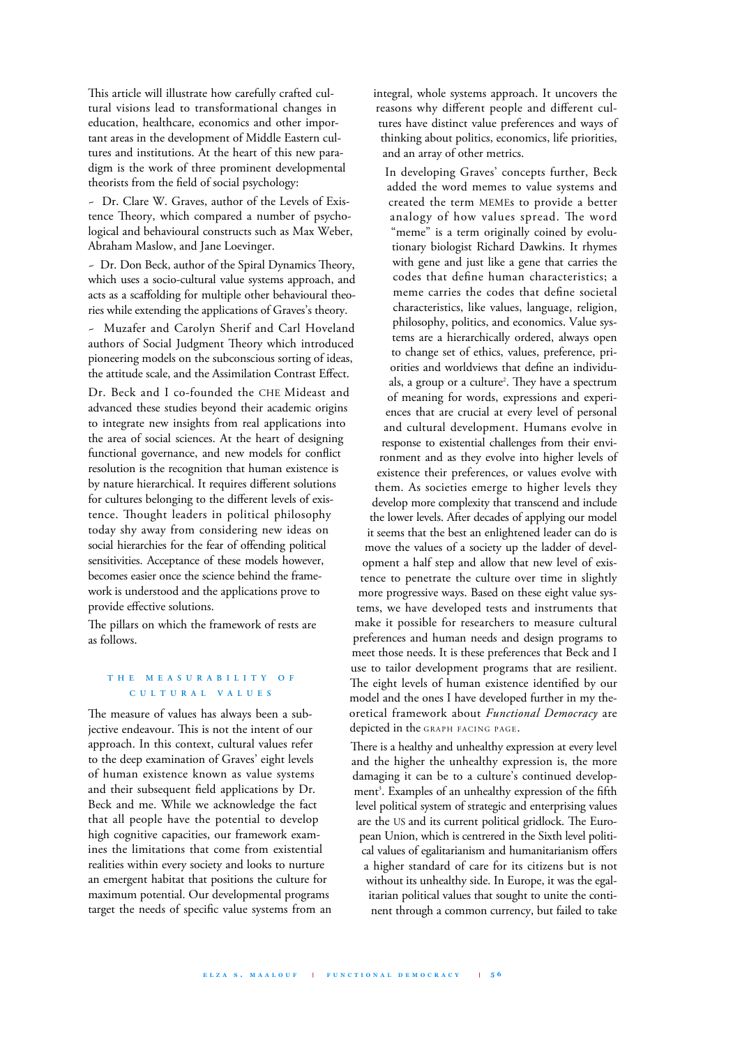This article will illustrate how carefully crafted cultural visions lead to transformational changes in education, healthcare, economics and other important areas in the development of Middle Eastern cultures and institutions. At the heart of this new paradigm is the work of three prominent developmental theorists from the field of social psychology:

- Dr. Clare W. Graves, author of the Levels of Existence Theory, which compared a number of psychological and behavioural constructs such as Max Weber, Abraham Maslow, and Jane Loevinger.
- Dr. Don Beck, author of the Spiral Dynamics Theory, which uses a socio-cultural value systems approach, and acts as a scaffolding for multiple other behavioural theories while extending the applications of Graves's theory.
- Muzafer and Carolyn Sherif and Carl Hoveland authors of Social Judgment Theory which introduced pioneering models on the subconscious sorting of ideas, the attitude scale, and the Assimilation Contrast Effect.

Dr. Beck and I co-founded the CHE Mideast and advanced these studies beyond their academic origins to integrate new insights from real applications into the area of social sciences. At the heart of designing functional governance, and new models for conflict resolution is the recognition that human existence is by nature hierarchical. It requires different solutions for cultures belonging to the different levels of existence. Thought leaders in political philosophy today shy away from considering new ideas on social hierarchies for the fear of offending political sensitivities. Acceptance of these models however, becomes easier once the science behind the framework is understood and the applications prove to provide effective solutions.

The pillars on which the framework of rests are as follows.

## THE MEASURABILITY OF CULTURAL VALUES

The measure of values has always been a subjective endeavour. This is not the intent of our approach. In this context, cultural values refer to the deep examination of Graves' eight levels of human existence known as value systems and their subsequent field applications by Dr. Beck and me. While we acknowledge the fact that all people have the potential to develop high cognitive capacities, our framework examines the limitations that come from existential realities within every society and looks to nurture an emergent habitat that positions the culture for maximum potential. Our developmental programs target the needs of specific value systems from an integral, whole systems approach. It uncovers the reasons why different people and different cultures have distinct value preferences and ways of thinking about politics, economics, life priorities, and an array of other metrics.

In developing Graves' concepts further, Beck added the word memes to value systems and created the term MEMEs to provide a better analogy of how values spread. The word "meme" is a term originally coined by evolutionary biologist Richard Dawkins. It rhymes with gene and just like a gene that carries the codes that define human characteristics; a meme carries the codes that define societal characteristics, like values, language, religion, philosophy, politics, and economics. Value systems are a hierarchically ordered, always open to change set of ethics, values, preference, priorities and worldviews that define an individuals, a group or a culture[2]. They have a spectrum of meaning for words, expressions and experiences that are crucial at every level of personal and cultural development. Humans evolve in response to existential challenges from their environment and as they evolve into higher levels of existence their preferences, or values evolve with them. As societies emerge to higher levels they develop more complexity that transcend and include the lower levels. After decades of applying our model it seems that the best an enlightened leader can do is move the values of a society up the ladder of development a half step and allow that new level of existence to penetrate the culture over time in slightly more progressive ways. Based on these eight value systems, we have developed tests and instruments that make it possible for researchers to measure cultural preferences and human needs and design programs to meet those needs. It is these preferences that Beck and I use to tailor development programs that are resilient. The eight levels of human existence identified by our model and the ones I have developed further in my theoretical framework about *Functional Democracy* are depicted in the GRAPH FACING PAGE.

There is a healthy and unhealthy expression at every level and the higher the unhealthy expression is, the more damaging it can be to a culture's continued development[3]. Examples of an unhealthy expression of the fifth level political system of strategic and enterprising values are the US and its current political gridlock. The European Union, which is centred in the Sixth level political values of egalitarianism and humanitarianism offers a higher standard of care for its citizens but is not without its unhealthy side. In Europe, it was the egalitarian political values that sought to unite the continent through a common currency, but failed to take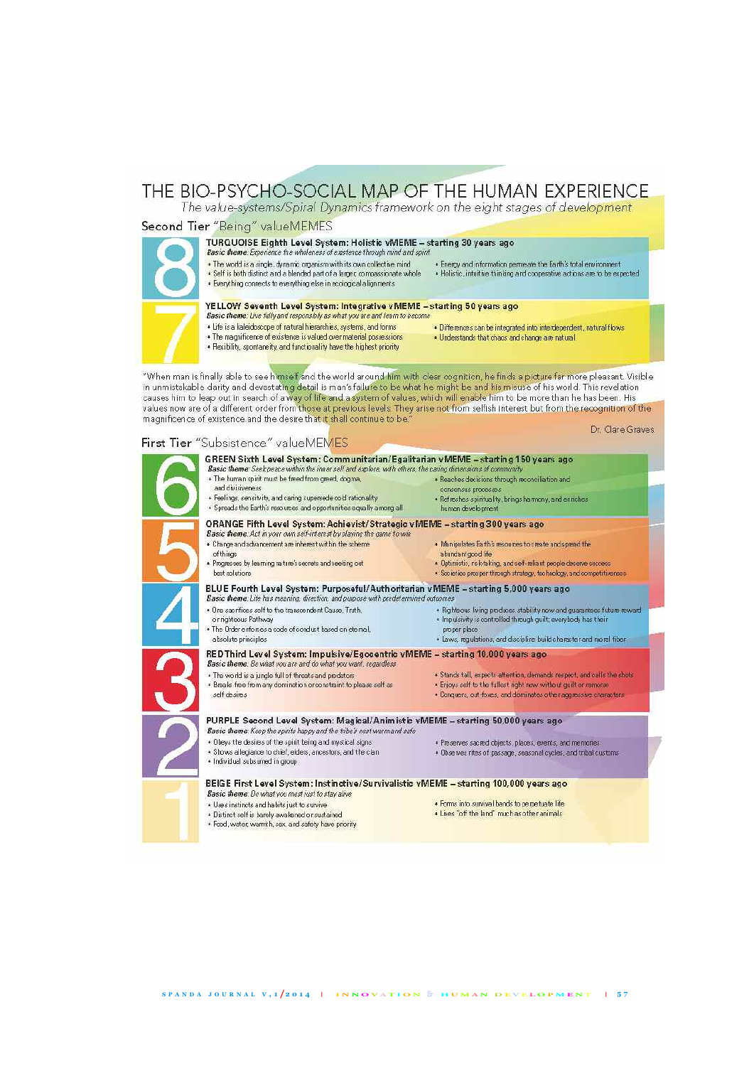# THE BIO-PSYCHO-SOCIAL MAP OF THE HUMAN EXPERIENCE

*The value-systems/Spiral Dynamics framework on the eight stages of development*

## Second Tier "Being" valueMEMES

### 8 — TURQUOISE Eighth Level System: Holistic vMEME – starting 30 years ago

***Basic theme:*** *Experience the wholeness of existence through mind and spirit*

- The world is a single, dynamic organism with its own collective mind
- Self is both distinct and a blended part of a larger, compassionate whole
- Everything connects to everything else in ecological alignments
- Energy and information permeate the Earth's total environment
- Holistic, intuitive thinking and cooperative actions are to be expected

### 7 — YELLOW Seventh Level System: Integrative vMEME – starting 50 years ago

***Basic theme:*** *Live fully and responsibly as what you are and learn to become*

- Life is a kaleidoscope of natural hierarchies, systems, and forms
- The magnificence of existence is valued over material possessions
- Flexibility, spontaneity, and functionality have the highest priority
- Differences can be integrated into interdependent, natural flows
- Understands that chaos and change are natural

"When man is finally able to see himself and the world around him with clear cognition, he finds a picture far more pleasant. Visible in unmistakable clarity and devastating detail is man's failure to be what he might be and his misuse of his world. This revelation causes him to leap out in search of a way of life and a system of values, which will enable him to be more than he has been. His values now are of a different order from those at previous levels. They arise not from selfish interest but from the recognition of the magnificence of existence and the desire that it shall continue to be."

Dr. Clare Graves

## First Tier "Subsistence" valueMEMES

### 6 — GREEN Sixth Level System: Communitarian/Egalitarian vMEME – starting 150 years ago

***Basic theme:*** *Seek peace within the inner self and explore, with others, the caring dimensions of community*

- The human spirit must be freed from greed, dogma, and divisiveness
- Feelings, sensitivity, and caring supersede cold rationality
- Spreads the Earth's resources and opportunities equally among all
- Reaches decisions through reconciliation and consensus processes
- Refreshes spirituality, brings harmony, and enriches human development

### 5 — ORANGE Fifth Level System: Achievist/Strategic vMEME – starting 300 years ago

***Basic theme:*** *Act in your own self-interest by playing the game to win*

- Change and advancement are inherent within the scheme of things
- Progresses by learning nature's secrets and seeking out best solutions
- Manipulates Earth's resources to create and spread the abundant good life
- Optimistic, risk-taking, and self-reliant people deserve success
- Societies prosper through strategy, technology, and competitiveness

### 4 — BLUE Fourth Level System: Purposeful/Authoritarian vMEME – starting 5,000 years ago

***Basic theme:*** *Life has meaning, direction, and purpose with predetermined outcomes*

- One sacrifices self to the transcendent Cause, Truth, or righteous Pathway
- The Order enforces a code of conduct based on eternal, absolute principles
- Righteous living produces stability now and guarantees future reward
- Impulsivity is controlled through guilt; everybody has their proper place
- Laws, regulations, and discipline build character and moral fiber

### 3 — RED Third Level System: Impulsive/Egocentric vMEME – starting 10,000 years ago

***Basic theme:*** *Be what you are and do what you want, regardless*

- The world is a jungle full of threats and predators
- Breaks free from any domination or constraint to please self as self desires
- Stands tall, expects attention, demands respect, and calls the shots
- Enjoys self to the fullest right now without guilt or remorse
- Conquers, out-foxes, and dominates other aggressive characters

### 2 — PURPLE Second Level System: Magical/Animistic vMEME – starting 50,000 years ago

***Basic theme:*** *Keep the spirits happy and the tribe's nest warm and safe*

- Obeys the desires of the spirit being and mystical signs
- Shows allegiance to chief, elders, ancestors, and the clan
- Individual subsumed in group
- Preserves sacred objects, places, events, and memories
- Observes rites of passage, seasonal cycles, and tribal customs

### 1 — BEIGE First Level System: Instinctive/Survivalistic vMEME – starting 100,000 years ago

***Basic theme:*** *Do what you must just to stay alive*

- Uses instincts and habits just to survive
- Distinct self is barely awakened or sustained
- Food, water, warmth, sex, and safety have priority
- Forms into survival bands to perpetuate life
- Lives "off the land" much as other animals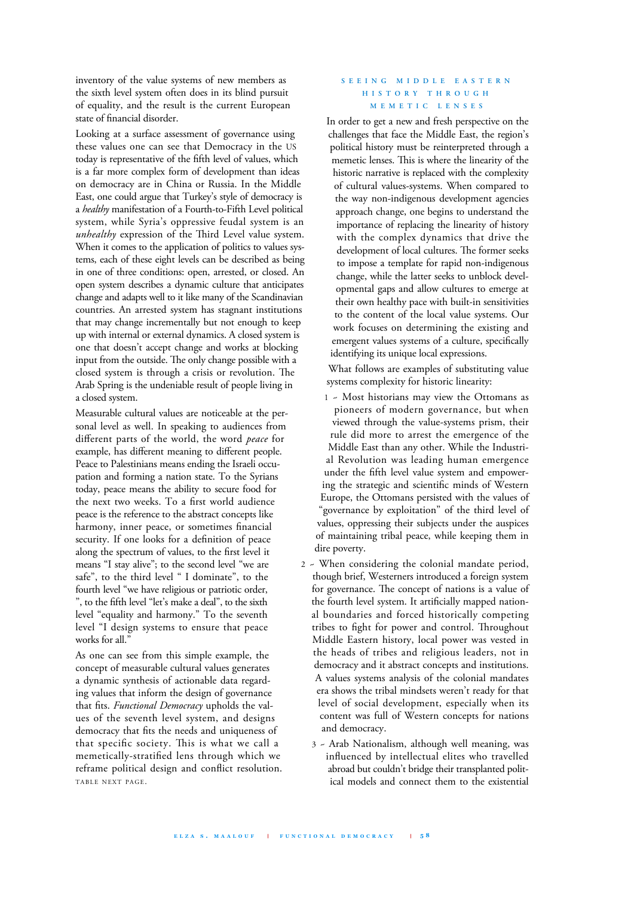inventory of the value systems of new members as the sixth level system often does in its blind pursuit of equality, and the result is the current European state of financial disorder.

Looking at a surface assessment of governance using these values one can see that Democracy in the US today is representative of the fifth level of values, which is a far more complex form of development than ideas on democracy are in China or Russia. In the Middle East, one could argue that Turkey's style of democracy is a *healthy* manifestation of a Fourth-to-Fifth Level political system, while Syria's oppressive feudal system is an *unhealthy* expression of the Third Level value system. When it comes to the application of politics to values systems, each of these eight levels can be described as being in one of three conditions: open, arrested, or closed. An open system describes a dynamic culture that anticipates change and adapts well to it like many of the Scandinavian countries. An arrested system has stagnant institutions that may change incrementally but not enough to keep up with internal or external dynamics. A closed system is one that doesn't accept change and works at blocking input from the outside. The only change possible with a closed system is through a crisis or revolution. The Arab Spring is the undeniable result of people living in a closed system.

Measurable cultural values are noticeable at the personal level as well. In speaking to audiences from different parts of the world, the word *peace* for example, has different meaning to different people. Peace to Palestinians means ending the Israeli occupation and forming a nation state. To the Syrians today, peace means the ability to secure food for the next two weeks. To a first world audience peace is the reference to the abstract concepts like harmony, inner peace, or sometimes financial security. If one looks for a definition of peace along the spectrum of values, to the first level it means "I stay alive"; to the second level "we are safe", to the third level " I dominate", to the fourth level "we have religious or patriotic order, ", to the fifth level "let's make a deal", to the sixth level "equality and harmony." To the seventh level "I design systems to ensure that peace works for all."

As one can see from this simple example, the concept of measurable cultural values generates a dynamic synthesis of actionable data regarding values that inform the design of governance that fits. *Functional Democracy* upholds the values of the seventh level system, and designs democracy that fits the needs and uniqueness of that specific society. This is what we call a memetically-stratified lens through which we reframe political design and conflict resolution. TABLE NEXT PAGE.

## SEEING MIDDLE EASTERN HISTORY THROUGH MEMETIC LENSES

In order to get a new and fresh perspective on the challenges that face the Middle East, the region's political history must be reinterpreted through a memetic lenses. This is where the linearity of the historic narrative is replaced with the complexity of cultural values-systems. When compared to the way non-indigenous development agencies approach change, one begins to understand the importance of replacing the linearity of history with the complex dynamics that drive the development of local cultures. The former seeks to impose a template for rapid non-indigenous change, while the latter seeks to unblock developmental gaps and allow cultures to emerge at their own healthy pace with built-in sensitivities to the content of the local value systems. Our work focuses on determining the existing and emergent values systems of a culture, specifically identifying its unique local expressions.

What follows are examples of substituting value systems complexity for historic linearity:

1 ~ Most historians may view the Ottomans as pioneers of modern governance, but when viewed through the value-systems prism, their rule did more to arrest the emergence of the Middle East than any other. While the Industrial Revolution was leading human emergence under the fifth level value system and empowering the strategic and scientific minds of Western Europe, the Ottomans persisted with the values of "governance by exploitation" of the third level of values, oppressing their subjects under the auspices of maintaining tribal peace, while keeping them in dire poverty.

2 ~ When considering the colonial mandate period, though brief, Westerners introduced a foreign system for governance. The concept of nations is a value of the fourth level system. It artificially mapped national boundaries and forced historically competing tribes to fight for power and control. Throughout Middle Eastern history, local power was vested in the heads of tribes and religious leaders, not in democracy and it abstract concepts and institutions. A values systems analysis of the colonial mandates era shows the tribal mindsets weren't ready for that level of social development, especially when its content was full of Western concepts for nations and democracy.

3 ~ Arab Nationalism, although well meaning, was influenced by intellectual elites who travelled abroad but couldn't bridge their transplanted political models and connect them to the existential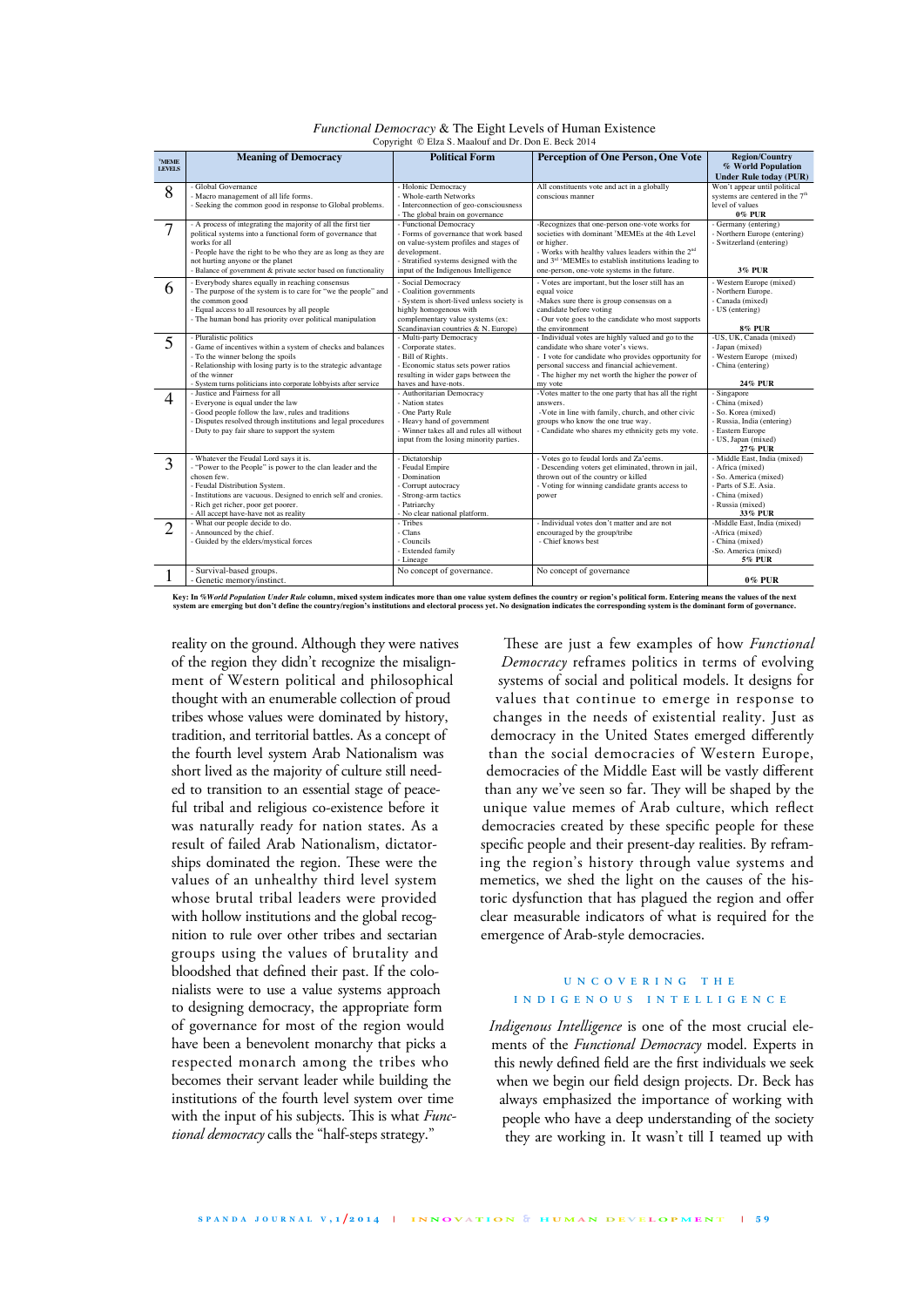*Functional Democracy* & The Eight Levels of Human Existence
Copyright © Elza S. Maalouf and Dr. Don E. Beck 2014

| vMEME LEVELS | Meaning of Democracy | Political Form | Perception of One Person, One Vote | Region/Country % World Population Under Rule today (PUR) |
|---|---|---|---|---|
| 8 | - Global Governance<br>- Macro management of all life forms.<br>- Seeking the common good in response to Global problems. | - Holonic Democracy<br>- Whole-earth Networks<br>- Interconnection of geo-consciousness<br>- The global brain on governance | All constituents vote and act in a globally conscious manner | Won't appear until political systems are centered in the 7th level of values<br>**0% PUR** |
| 7 | - A process of integrating the majority of all the first tier political systems into a functional form of governance that works for all<br>- People have the right to be who they are as long as they are not hurting anyone or the planet<br>- Balance of government & private sector based on functionality | - Functional Democracy<br>- Forms of governance that work based on value-system profiles and stages of development.<br>- Stratified systems designed with the input of the Indigenous Intelligence | -Recognizes that one-person one-vote works for societies with dominant vMEMEs at the 4th Level or higher.<br>- Works with healthy values leaders within the 2nd and 3rd vMEMEs to establish institutions leading to one-person, one-vote systems in the future. | - Germany (entering)<br>- Northern Europe (entering)<br>- Switzerland (entering)<br>**3% PUR** |
| 6 | - Everybody shares equally in reaching consensus<br>- The purpose of the system is to care for "we the people" and the common good<br>- Equal access to all resources by all people<br>- The human bond has priority over political manipulation | - Social Democracy<br>- Coalition governments<br>- System is short-lived unless society is highly homogenous with complementary value systems (ex: Scandinavian countries & N. Europe) | - Votes are important, but the loser still has an equal voice<br>-Makes sure there is group consensus on a candidate before voting<br>- Our vote goes to the candidate who most supports the environment | - Western Europe (mixed)<br>- Northern Europe.<br>- Canada (mixed)<br>- US (entering)<br>**8% PUR** |
| 5 | - Pluralistic politics<br>- Game of incentives within a system of checks and balances<br>- To the winner belong the spoils<br>- Relationship with losing party is to the strategic advantage of the winner<br>- System turns politicians into corporate lobbyists after service | - Multi-party Democracy<br>- Corporate states.<br>- Bill of Rights.<br>- Economic status sets power ratios resulting in wider gaps between the haves and have-nots. | - Individual votes are highly valued and go to the candidate who share voter's views.<br>- I vote for candidate who provides opportunity for personal success and financial achievement.<br>- The higher my net worth the higher the power of my vote | -US, UK, Canada (mixed)<br>- Japan (mixed)<br>- Western Europe (mixed)<br>- China (entering)<br>**24% PUR** |
| 4 | - Justice and Fairness for all<br>- Everyone is equal under the law<br>- Good people follow the law, rules and traditions<br>- Disputes resolved through institutions and legal procedures<br>- Duty to pay fair share to support the system | - Authoritarian Democracy<br>- Nation states<br>- One Party Rule<br>- Heavy hand of government<br>- Winner takes all and rules all without input from the losing minority parties. | -Votes matter to the one party that has all the right answers.<br>-Vote in line with family, church, and other civic groups who know the one true way.<br>- Candidate who shares my ethnicity gets my vote. | - Singapore<br>- China (mixed)<br>- So. Korea (mixed)<br>- Russia, India (entering)<br>- Eastern Europe<br>- US, Japan (mixed)<br>**27% PUR** |
| 3 | - Whatever the Feudal Lord says it is.<br>- "Power to the People" is power to the clan leader and the chosen few.<br>- Feudal Distribution System.<br>- Institutions are vacuous. Designed to enrich self and cronies.<br>- Rich get richer, poor get poorer.<br>- All accept have-have not as reality | - Dictatorship<br>- Feudal Empire<br>- Domination<br>- Corrupt autocracy<br>- Strong-arm tactics<br>- Patriarchy<br>- No clear national platform. | - Votes go to feudal lords and Za'eems.<br>- Descending voters get eliminated, thrown in jail, thrown out of the country or killed<br>- Voting for winning candidate grants access to power | - Middle East, India (mixed)<br>- Africa (mixed)<br>- So. America (mixed)<br>- Parts of S.E. Asia.<br>- China (mixed)<br>- Russia (mixed)<br>**33% PUR** |
| 2 | - What our people decide to do.<br>- Announced by the chief.<br>- Guided by the elders/mystical forces | - Tribes<br>- Clans<br>- Councils<br>- Extended family<br>- Lineage | - Individual votes don't matter and are not encouraged by the group/tribe<br>- Chief knows best | -Middle East, India (mixed)<br>-Africa (mixed)<br>- China (mixed)<br>-So. America (mixed)<br>**5% PUR** |
| 1 | - Survival-based groups.<br>- Genetic memory/instinct. | No concept of governance. | No concept of governance | **0% PUR** |

**Key: In *%World Population Under Rule* column, mixed system indicates more than one value system defines the country or region's political form. Entering means the values of the next system are emerging but don't define the country/region's institutions and electoral process yet. No designation indicates the corresponding system is the dominant form of governance.**

reality on the ground. Although they were natives of the region they didn't recognize the misalignment of Western political and philosophical thought with an enumerable collection of proud tribes whose values were dominated by history, tradition, and territorial battles. As a concept of the fourth level system Arab Nationalism was short lived as the majority of culture still needed to transition to an essential stage of peaceful tribal and religious co-existence before it was naturally ready for nation states. As a result of failed Arab Nationalism, dictatorships dominated the region. These were the values of an unhealthy third level system whose brutal tribal leaders were provided with hollow institutions and the global recognition to rule over other tribes and sectarian groups using the values of brutality and bloodshed that defined their past. If the colonialists were to use a value systems approach to designing democracy, the appropriate form of governance for most of the region would have been a benevolent monarchy that picks a respected monarch among the tribes who becomes their servant leader while building the institutions of the fourth level system over time with the input of his subjects. This is what *Functional democracy* calls the "half-steps strategy."

These are just a few examples of how *Functional Democracy* reframes politics in terms of evolving systems of social and political models. It designs for values that continue to emerge in response to changes in the needs of existential reality. Just as democracy in the United States emerged differently than the social democracies of Western Europe, democracies of the Middle East will be vastly different than any we've seen so far. They will be shaped by the unique value memes of Arab culture, which reflect democracies created by these specific people for these specific people and their present-day realities. By reframing the region's history through value systems and memetics, we shed the light on the causes of the historic dysfunction that has plagued the region and offer clear measurable indicators of what is required for the emergence of Arab-style democracies.

## UNCOVERING THE INDIGENOUS INTELLIGENCE

*Indigenous Intelligence* is one of the most crucial elements of the *Functional Democracy* model. Experts in this newly defined field are the first individuals we seek when we begin our field design projects. Dr. Beck has always emphasized the importance of working with people who have a deep understanding of the society they are working in. It wasn't till I teamed up with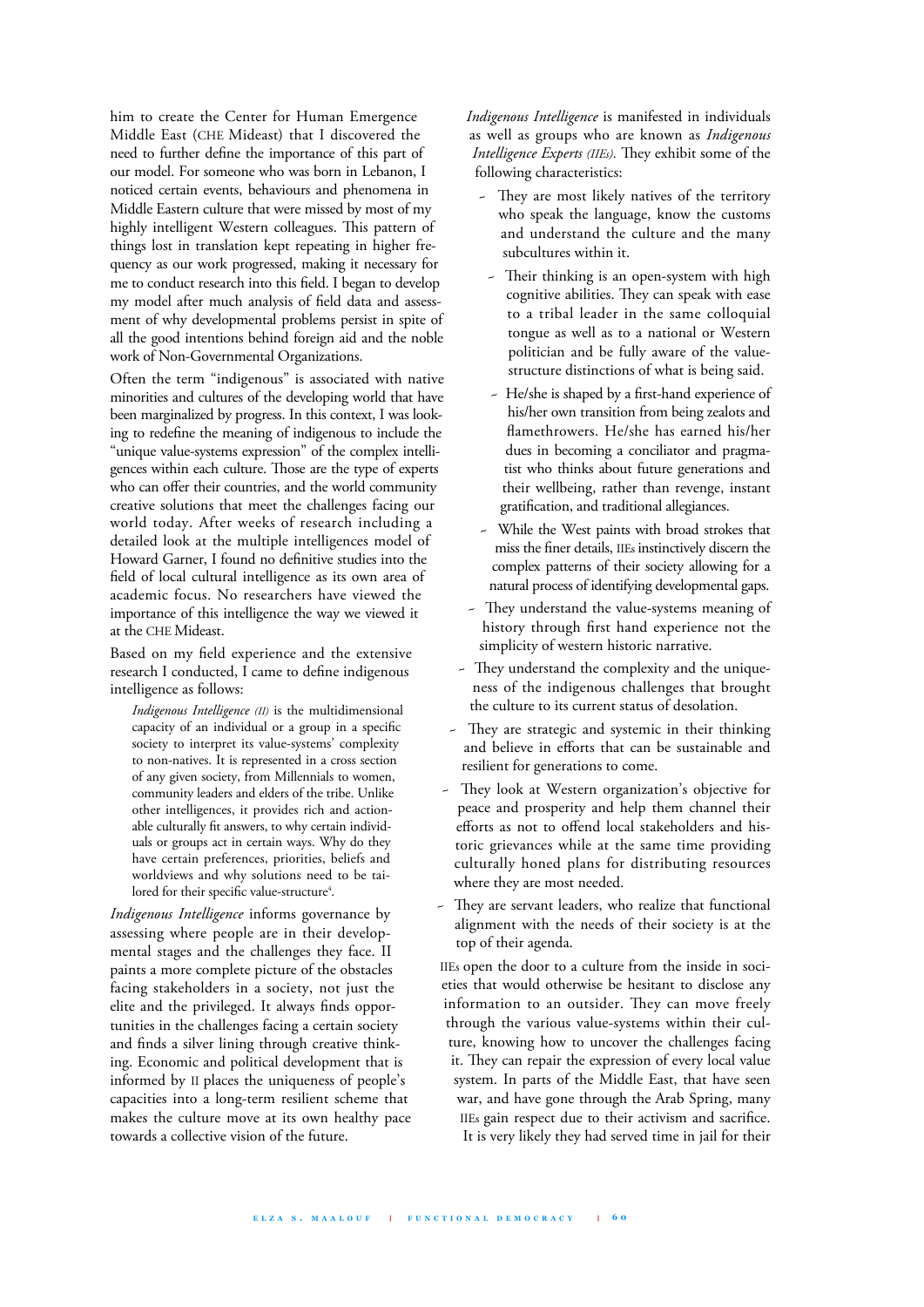him to create the Center for Human Emergence Middle East (CHE Mideast) that I discovered the need to further define the importance of this part of our model. For someone who was born in Lebanon, I noticed certain events, behaviours and phenomena in Middle Eastern culture that were missed by most of my highly intelligent Western colleagues. This pattern of things lost in translation kept repeating in higher frequency as our work progressed, making it necessary for me to conduct research into this field. I began to develop my model after much analysis of field data and assessment of why developmental problems persist in spite of all the good intentions behind foreign aid and the noble work of Non-Governmental Organizations.

Often the term "indigenous" is associated with native minorities and cultures of the developing world that have been marginalized by progress. In this context, I was looking to redefine the meaning of indigenous to include the "unique value-systems expression" of the complex intelligences within each culture. Those are the type of experts who can offer their countries, and the world community creative solutions that meet the challenges facing our world today. After weeks of research including a detailed look at the multiple intelligences model of Howard Garner, I found no definitive studies into the field of local cultural intelligence as its own area of academic focus. No researchers have viewed the importance of this intelligence the way we viewed it at the CHE Mideast.

Based on my field experience and the extensive research I conducted, I came to define indigenous intelligence as follows:

> *Indigenous Intelligence (II)* is the multidimensional capacity of an individual or a group in a specific society to interpret its value-systems' complexity to non-natives. It is represented in a cross section of any given society, from Millennials to women, community leaders and elders of the tribe. Unlike other intelligences, it provides rich and actionable culturally fit answers, to why certain individuals or groups act in certain ways. Why do they have certain preferences, priorities, beliefs and worldviews and why solutions need to be tailored for their specific value-structure[4].

*Indigenous Intelligence* informs governance by assessing where people are in their developmental stages and the challenges they face. II paints a more complete picture of the obstacles facing stakeholders in a society, not just the elite and the privileged. It always finds opportunities in the challenges facing a certain society and finds a silver lining through creative thinking. Economic and political development that is informed by II places the uniqueness of people's capacities into a long-term resilient scheme that makes the culture move at its own healthy pace towards a collective vision of the future.

*Indigenous Intelligence* is manifested in individuals as well as groups who are known as *Indigenous Intelligence Experts (IIEs)*. They exhibit some of the following characteristics:

- They are most likely natives of the territory who speak the language, know the customs and understand the culture and the many subcultures within it.
- Their thinking is an open-system with high cognitive abilities. They can speak with ease to a tribal leader in the same colloquial tongue as well as to a national or Western politician and be fully aware of the value-structure distinctions of what is being said.
- He/she is shaped by a first-hand experience of his/her own transition from being zealots and flamethrowers. He/she has earned his/her dues in becoming a conciliator and pragmatist who thinks about future generations and their wellbeing, rather than revenge, instant gratification, and traditional allegiances.
- While the West paints with broad strokes that miss the finer details, IIEs instinctively discern the complex patterns of their society allowing for a natural process of identifying developmental gaps.
- They understand the value-systems meaning of history through first hand experience not the simplicity of western historic narrative.
- They understand the complexity and the uniqueness of the indigenous challenges that brought the culture to its current status of desolation.
- They are strategic and systemic in their thinking and believe in efforts that can be sustainable and resilient for generations to come.
- They look at Western organization's objective for peace and prosperity and help them channel their efforts as not to offend local stakeholders and historic grievances while at the same time providing culturally honed plans for distributing resources where they are most needed.
- They are servant leaders, who realize that functional alignment with the needs of their society is at the top of their agenda.

IIEs open the door to a culture from the inside in societies that would otherwise be hesitant to disclose any information to an outsider. They can move freely through the various value-systems within their culture, knowing how to uncover the challenges facing it. They can repair the expression of every local value system. In parts of the Middle East, that have seen war, and have gone through the Arab Spring, many IIEs gain respect due to their activism and sacrifice. It is very likely they had served time in jail for their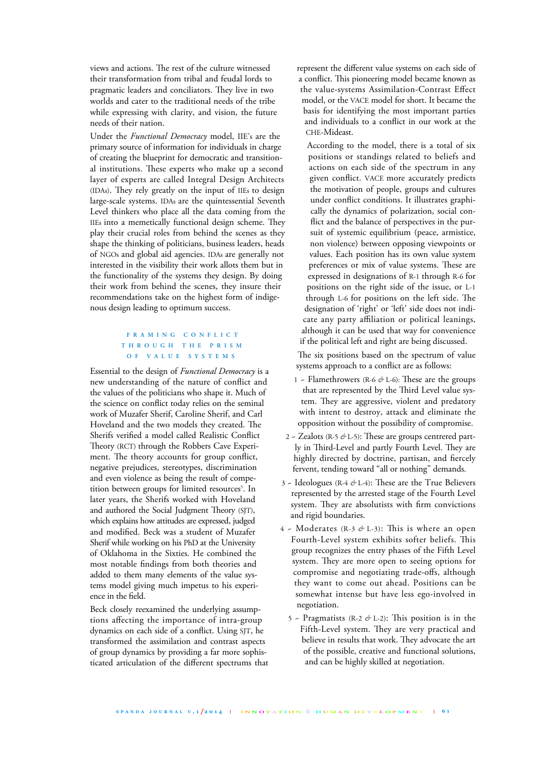views and actions. The rest of the culture witnessed their transformation from tribal and feudal lords to pragmatic leaders and conciliators. They live in two worlds and cater to the traditional needs of the tribe while expressing with clarity, and vision, the future needs of their nation.

Under the *Functional Democracy* model, IIE's are the primary source of information for individuals in charge of creating the blueprint for democratic and transitional institutions. These experts who make up a second layer of experts are called Integral Design Architects (IDAs). They rely greatly on the input of IIEs to design large-scale systems. IDAs are the quintessential Seventh Level thinkers who place all the data coming from the IIEs into a memetically functional design scheme. They play their crucial roles from behind the scenes as they shape the thinking of politicians, business leaders, heads of NGOs and global aid agencies. IDAs are generally not interested in the visibility their work allots them but in the functionality of the systems they design. By doing their work from behind the scenes, they insure their recommendations take on the highest form of indigenous design leading to optimum success.

## Framing Conflict Through the Prism of Value Systems

Essential to the design of *Functional Democracy* is a new understanding of the nature of conflict and the values of the politicians who shape it. Much of the science on conflict today relies on the seminal work of Muzafer Sherif, Caroline Sherif, and Carl Hoveland and the two models they created. The Sherifs verified a model called Realistic Conflict Theory (RCT) through the Robbers Cave Experiment. The theory accounts for group conflict, negative prejudices, stereotypes, discrimination and even violence as being the result of competition between groups for limited resources[5]. In later years, the Sherifs worked with Hoveland and authored the Social Judgment Theory (SJT), which explains how attitudes are expressed, judged and modified. Beck was a student of Muzafer Sherif while working on his PhD at the University of Oklahoma in the Sixties. He combined the most notable findings from both theories and added to them many elements of the value systems model giving much impetus to his experience in the field.

Beck closely reexamined the underlying assumptions affecting the importance of intra-group dynamics on each side of a conflict. Using SJT, he transformed the assimilation and contrast aspects of group dynamics by providing a far more sophisticated articulation of the different spectrums that represent the different value systems on each side of a conflict. This pioneering model became known as the value-systems Assimilation-Contrast Effect model, or the VACE model for short. It became the basis for identifying the most important parties and individuals to a conflict in our work at the CHE-Mideast.

According to the model, there is a total of six positions or standings related to beliefs and actions on each side of the spectrum in any given conflict. VACE more accurately predicts the motivation of people, groups and cultures under conflict conditions. It illustrates graphically the dynamics of polarization, social conflict and the balance of perspectives in the pursuit of systemic equilibrium (peace, armistice, non violence) between opposing viewpoints or values. Each position has its own value system preferences or mix of value systems. These are expressed in designations of R-1 through R-6 for positions on the right side of the issue, or L-1 through L-6 for positions on the left side. The designation of 'right' or 'left' side does not indicate any party affiliation or political leanings, although it can be used that way for convenience if the political left and right are being discussed.

The six positions based on the spectrum of value systems approach to a conflict are as follows:

1 ~ Flamethrowers (R-6 & L-6): These are the groups that are represented by the Third Level value system. They are aggressive, violent and predatory with intent to destroy, attack and eliminate the opposition without the possibility of compromise.

2 ~ Zealots (R-5 & L-5): These are groups centred partly in Third-Level and partly Fourth Level. They are highly directed by doctrine, partisan, and fiercely fervent, tending toward "all or nothing" demands.

3 ~ Ideologues (R-4 & L-4): These are the True Believers represented by the arrested stage of the Fourth Level system. They are absolutists with firm convictions and rigid boundaries.

4 ~ Moderates (R-3 & L-3): This is where an open Fourth-Level system exhibits softer beliefs. This group recognizes the entry phases of the Fifth Level system. They are more open to seeing options for compromise and negotiating trade-offs, although they want to come out ahead. Positions can be somewhat intense but have less ego-involved in negotiation.

5 ~ Pragmatists (R-2 & L-2): This position is in the Fifth-Level system. They are very practical and believe in results that work. They advocate the art of the possible, creative and functional solutions, and can be highly skilled at negotiation.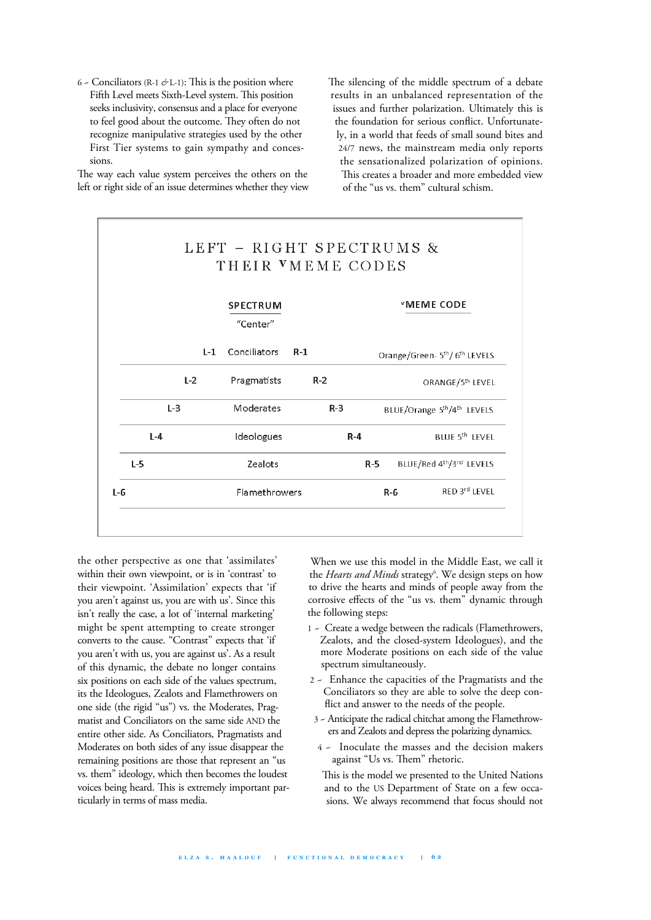6 ~ Conciliators (R-1 & L-1): This is the position where Fifth Level meets Sixth-Level system. This position seeks inclusivity, consensus and a place for everyone to feel good about the outcome. They often do not recognize manipulative strategies used by the other First Tier systems to gain sympathy and concessions.

The way each value system perceives the others on the left or right side of an issue determines whether they view the other perspective as one that 'assimilates' within their own viewpoint, or is in 'contrast' to their viewpoint. 'Assimilation' expects that 'if you aren't against us, you are with us'. Since this isn't really the case, a lot of 'internal marketing' might be spent attempting to create stronger converts to the cause. "Contrast" expects that 'if you aren't with us, you are against us'. As a result of this dynamic, the debate no longer contains six positions on each side of the values spectrum, its the Ideologues, Zealots and Flamethrowers on one side (the rigid "us") vs. the Moderates, Pragmatist and Conciliators on the same side AND the entire other side. As Conciliators, Pragmatists and Moderates on both sides of any issue disappear the remaining positions are those that represent an "us vs. them" ideology, which then becomes the loudest voices being heard. This is extremely important particularly in terms of mass media.

The silencing of the middle spectrum of a debate results in an unbalanced representation of the issues and further polarization. Ultimately this is the foundation for serious conflict. Unfortunately, in a world that feeds of small sound bites and 24/7 news, the mainstream media only reports the sensationalized polarization of opinions. This creates a broader and more embedded view of the "us vs. them" cultural schism.

## LEFT – RIGHT SPECTRUMS & THEIR vMEME CODES

| Left | Spectrum ("Center") | Right | vMEME Code |
|---|---|---|---|
| L-1 | Conciliators | R-1 | Orange/Green- 5th/ 6th LEVELS |
| L-2 | Pragmatists | R-2 | ORANGE/5th LEVEL |
| L-3 | Moderates | R-3 | BLUE/Orange 5th/4th LEVELS |
| L-4 | Ideologues | R-4 | BLUE 5th LEVEL |
| L-5 | Zealots | R-5 | BLUE/Red 4th/3rd LEVELS |
| L-6 | Flamethrowers | R-6 | RED 3rd LEVEL |

When we use this model in the Middle East, we call it the *Hearts and Minds* strategy[6]. We design steps on how to drive the hearts and minds of people away from the corrosive effects of the "us vs. them" dynamic through the following steps:

1 ~ Create a wedge between the radicals (Flamethrowers, Zealots, and the closed-system Ideologues), and the more Moderate positions on each side of the value spectrum simultaneously.

2 ~ Enhance the capacities of the Pragmatists and the Conciliators so they are able to solve the deep conflict and answer to the needs of the people.

3 ~ Anticipate the radical chitchat among the Flamethrowers and Zealots and depress the polarizing dynamics.

4 ~ Inoculate the masses and the decision makers against "Us vs. Them" rhetoric.

This is the model we presented to the United Nations and to the US Department of State on a few occasions. We always recommend that focus should not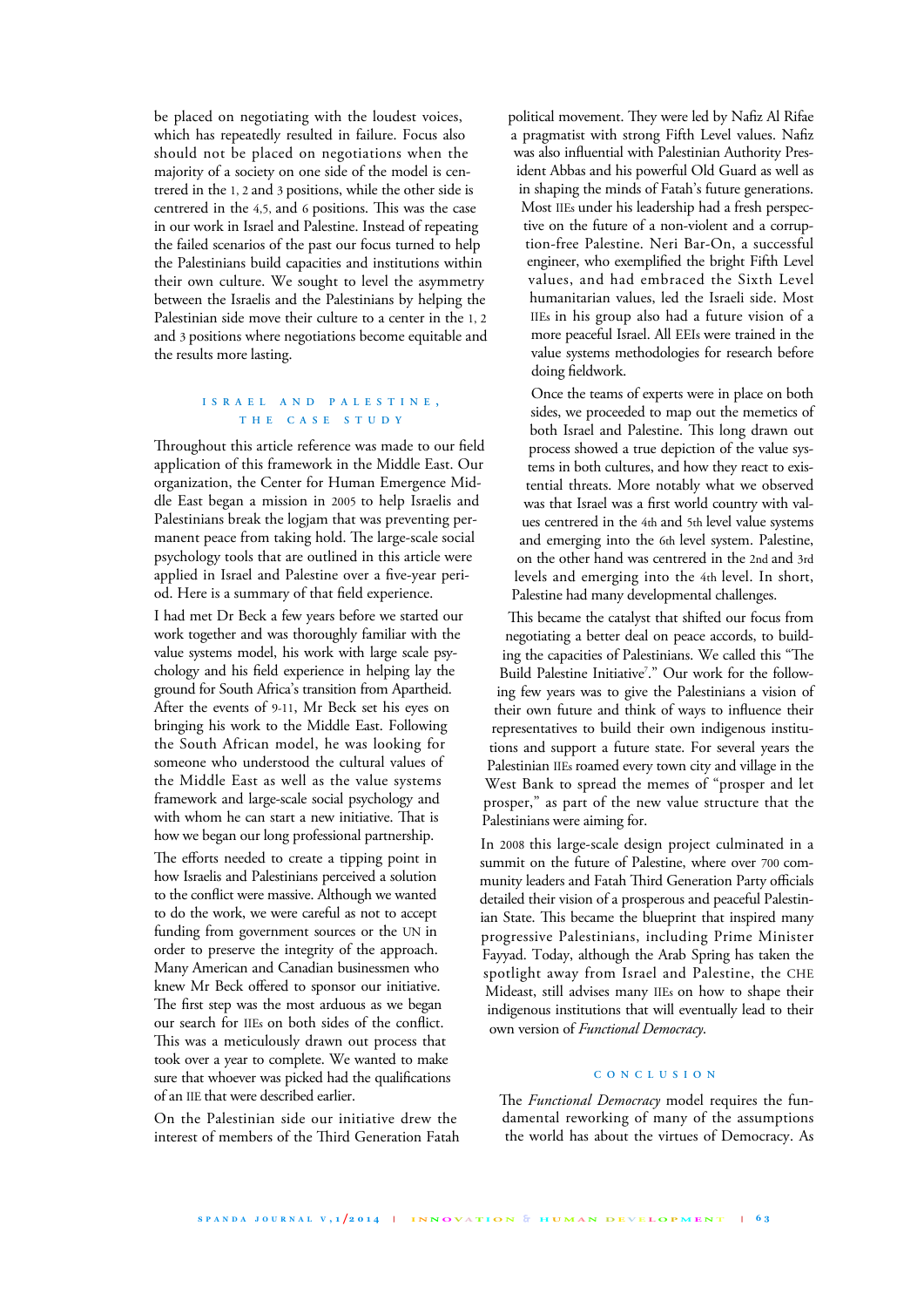be placed on negotiating with the loudest voices, which has repeatedly resulted in failure. Focus also should not be placed on negotiations when the majority of a society on one side of the model is centred in the 1, 2 and 3 positions, while the other side is centred in the 4,5, and 6 positions. This was the case in our work in Israel and Palestine. Instead of repeating the failed scenarios of the past our focus turned to help the Palestinians build capacities and institutions within their own culture. We sought to level the asymmetry between the Israelis and the Palestinians by helping the Palestinian side move their culture to a center in the 1, 2 and 3 positions where negotiations become equitable and the results more lasting.

## Israel and Palestine, the Case Study

Throughout this article reference was made to our field application of this framework in the Middle East. Our organization, the Center for Human Emergence Middle East began a mission in 2005 to help Israelis and Palestinians break the logjam that was preventing permanent peace from taking hold. The large-scale social psychology tools that are outlined in this article were applied in Israel and Palestine over a five-year period. Here is a summary of that field experience.

I had met Dr Beck a few years before we started our work together and was thoroughly familiar with the value systems model, his work with large scale psychology and his field experience in helping lay the ground for South Africa's transition from Apartheid. After the events of 9-11, Mr Beck set his eyes on bringing his work to the Middle East. Following the South African model, he was looking for someone who understood the cultural values of the Middle East as well as the value systems framework and large-scale social psychology and with whom he can start a new initiative. That is how we began our long professional partnership.

The efforts needed to create a tipping point in how Israelis and Palestinians perceived a solution to the conflict were massive. Although we wanted to do the work, we were careful as not to accept funding from government sources or the UN in order to preserve the integrity of the approach. Many American and Canadian businessmen who knew Mr Beck offered to sponsor our initiative. The first step was the most arduous as we began our search for IIEs on both sides of the conflict. This was a meticulously drawn out process that took over a year to complete. We wanted to make sure that whoever was picked had the qualifications of an IIE that were described earlier.

On the Palestinian side our initiative drew the interest of members of the Third Generation Fatah political movement. They were led by Nafiz Al Rifae a pragmatist with strong Fifth Level values. Nafiz was also influential with Palestinian Authority President Abbas and his powerful Old Guard as well as in shaping the minds of Fatah's future generations. Most IIEs under his leadership had a fresh perspective on the future of a non-violent and a corruption-free Palestine. Neri Bar-On, a successful engineer, who exemplified the bright Fifth Level values, and had embraced the Sixth Level humanitarian values, led the Israeli side. Most IIEs in his group also had a future vision of a more peaceful Israel. All EEIs were trained in the value systems methodologies for research before doing fieldwork.

Once the teams of experts were in place on both sides, we proceeded to map out the memetics of both Israel and Palestine. This long drawn out process showed a true depiction of the value systems in both cultures, and how they react to existential threats. More notably what we observed was that Israel was a first world country with values centrered in the 4th and 5th level value systems and emerging into the 6th level system. Palestine, on the other hand was centred in the 2nd and 3rd levels and emerging into the 4th level. In short, Palestine had many developmental challenges.

This became the catalyst that shifted our focus from negotiating a better deal on peace accords, to building the capacities of Palestinians. We called this "The Build Palestine Initiative[7]." Our work for the following few years was to give the Palestinians a vision of their own future and think of ways to influence their representatives to build their own indigenous institutions and support a future state. For several years the Palestinian IIEs roamed every town city and village in the West Bank to spread the memes of "prosper and let prosper," as part of the new value structure that the Palestinians were aiming for.

In 2008 this large-scale design project culminated in a summit on the future of Palestine, where over 700 community leaders and Fatah Third Generation Party officials detailed their vision of a prosperous and peaceful Palestinian State. This became the blueprint that inspired many progressive Palestinians, including Prime Minister Fayyad. Today, although the Arab Spring has taken the spotlight away from Israel and Palestine, the CHE Mideast, still advises many IIEs on how to shape their indigenous institutions that will eventually lead to their own version of *Functional Democracy*.

## Conclusion

The *Functional Democracy* model requires the fundamental reworking of many of the assumptions the world has about the virtues of Democracy. As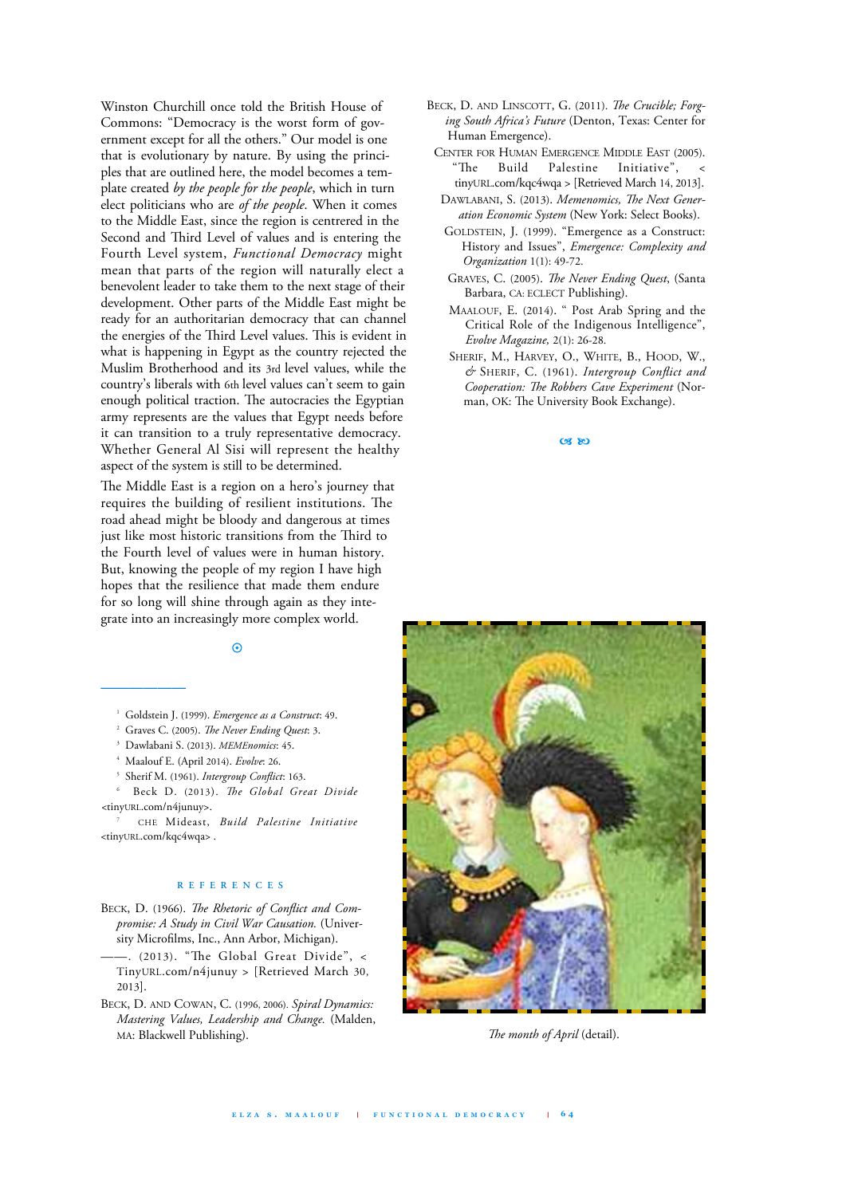Winston Churchill once told the British House of Commons: "Democracy is the worst form of government except for all the others." Our model is one that is evolutionary by nature. By using the principles that are outlined here, the model becomes a template created *by the people for the people*, which in turn elect politicians who are *of the people*. When it comes to the Middle East, since the region is centred in the Second and Third Level of values and is entering the Fourth Level system, *Functional Democracy* might mean that parts of the region will naturally elect a benevolent leader to take them to the next stage of their development. Other parts of the Middle East might be ready for an authoritarian democracy that can channel the energies of the Third Level values. This is evident in what is happening in Egypt as the country rejected the Muslim Brotherhood and its 3rd level values, while the country's liberals with 6th level values can't seem to gain enough political traction. The autocracies the Egyptian army represents are the values that Egypt needs before it can transition to a truly representative democracy. Whether General Al Sisi will represent the healthy aspect of the system is still to be determined.

The Middle East is a region on a hero's journey that requires the building of resilient institutions. The road ahead might be bloody and dangerous at times just like most historic transitions from the Third to the Fourth level of values were in human history. But, knowing the people of my region I have high hopes that the resilience that made them endure for so long will shine through again as they integrate into an increasingly more complex world.

---

[1] Goldstein J. (1999). *Emergence as a Construct*: 49.

[2] Graves C. (2005). *The Never Ending Quest*: 3.

[3] Dawlabani S. (2013). *MEMEnomics*: 45.

[4] Maalouf E. (April 2014). *Evolve*: 26.

[5] Sherif M. (1961). *Intergroup Conflict*: 163.

[6] Beck D. (2013). *The Global Great Divide* <tinyURL.com/n4junuy>.

[7] CHE Mideast, *Build Palestine Initiative* <tinyURL.com/kqc4wqa> .

## REFERENCES

Beck, D. (1966). *The Rhetoric of Conflict and Compromise: A Study in Civil War Causation.* (University Microfilms, Inc., Ann Arbor, Michigan).

——. (2013). "The Global Great Divide", < TinyURL.com/n4junuy > [Retrieved March 30, 2013].

Beck, D. and Cowan, C. (1996, 2006). *Spiral Dynamics: Mastering Values, Leadership and Change.* (Malden, MA: Blackwell Publishing).

Beck, D. and Linscott, G. (2011). *The Crucible; Forging South Africa's Future* (Denton, Texas: Center for Human Emergence).

Center for Human Emergence Middle East (2005). "The Build Palestine Initiative", < tinyURL.com/kqc4wqa > [Retrieved March 14, 2013].

Dawlabani, S. (2013). *Memenomics, The Next Generation Economic System* (New York: Select Books).

Goldstein, J. (1999). "Emergence as a Construct: History and Issues", *Emergence: Complexity and Organization* 1(1): 49-72.

Graves, C. (2005). *The Never Ending Quest*, (Santa Barbara, CA: ECLECT Publishing).

Maalouf, E. (2014). " Post Arab Spring and the Critical Role of the Indigenous Intelligence", *Evolve Magazine,* 2(1): 26-28.

Sherif, M., Harvey, O., White, B., Hood, W., & Sherif, C. (1961). *Intergroup Conflict and Cooperation: The Robbers Cave Experiment* (Norman, OK: The University Book Exchange).

*The month of April* (detail).